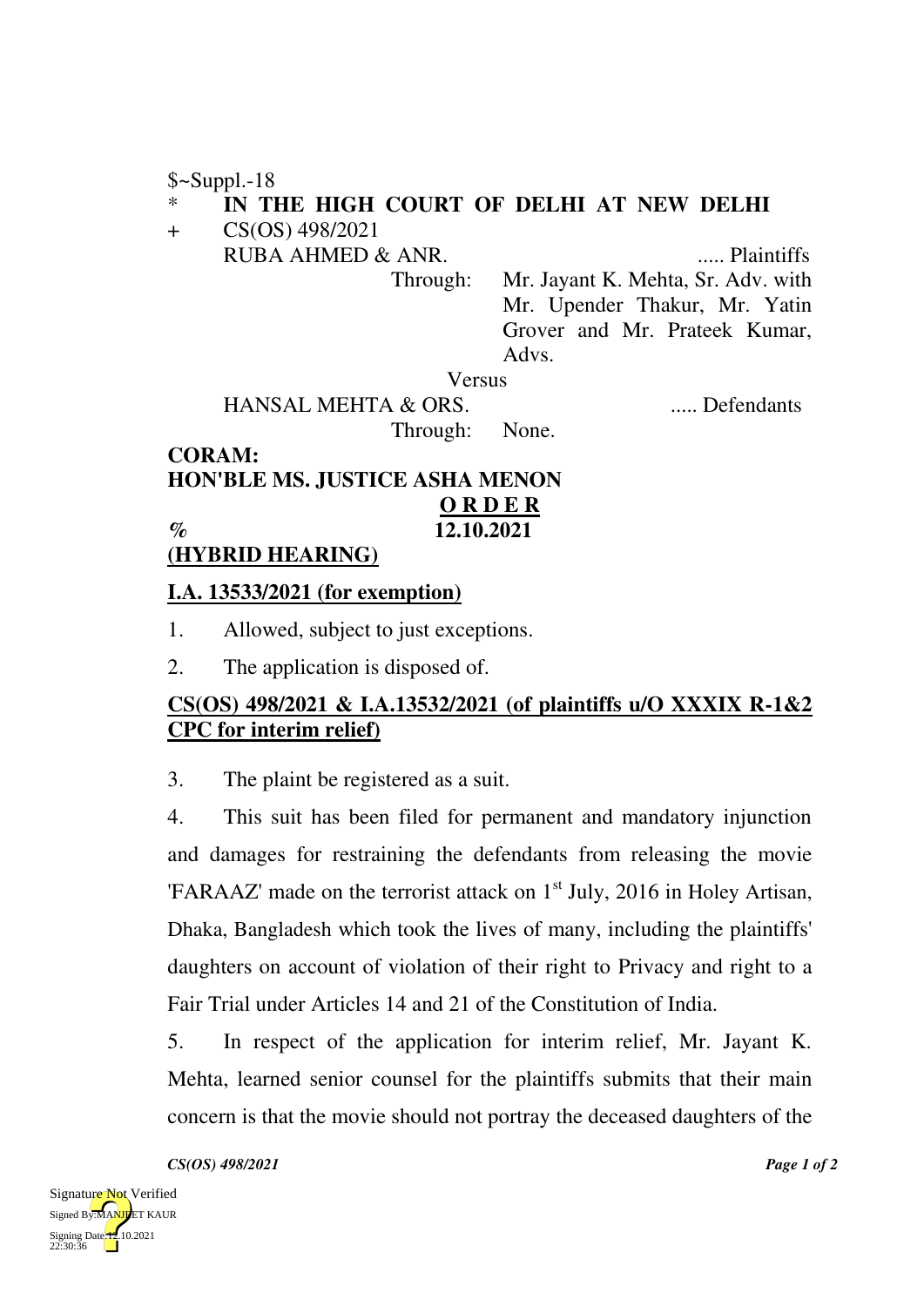$~Suppl.-18

\* **IN THE HIGH COURT OF DELHI AT NEW DELHI**

\+ CS(OS) 498/2021

RUBA AHMED & ANR. ..... Plaintiffs

Through: Mr. Jayant K. Mehta, Sr. Adv. with Mr. Upender Thakur, Mr. Yatin Grover and Mr. Prateek Kumar, Advs.

Versus

HANSAL MEHTA & ORS. ..... Defendants

Through: None.

**CORAM:**
**HON'BLE MS. JUSTICE ASHA MENON**

**O R D E R**

*%* **12.10.2021**

**(HYBRID HEARING)**

**I.A. 13533/2021 (for exemption)**

1. Allowed, subject to just exceptions.

2. The application is disposed of.

**CS(OS) 498/2021 & I.A.13532/2021 (of plaintiffs u/O XXXIX R-1&2 CPC for interim relief)**

3. The plaint be registered as a suit.

4. This suit has been filed for permanent and mandatory injunction and damages for restraining the defendants from releasing the movie 'FARAAZ' made on the terrorist attack on 1st July, 2016 in Holey Artisan, Dhaka, Bangladesh which took the lives of many, including the plaintiffs' daughters on account of violation of their right to Privacy and right to a Fair Trial under Articles 14 and 21 of the Constitution of India.

5. In respect of the application for interim relief, Mr. Jayant K. Mehta, learned senior counsel for the plaintiffs submits that their main concern is that the movie should not portray the deceased daughters of the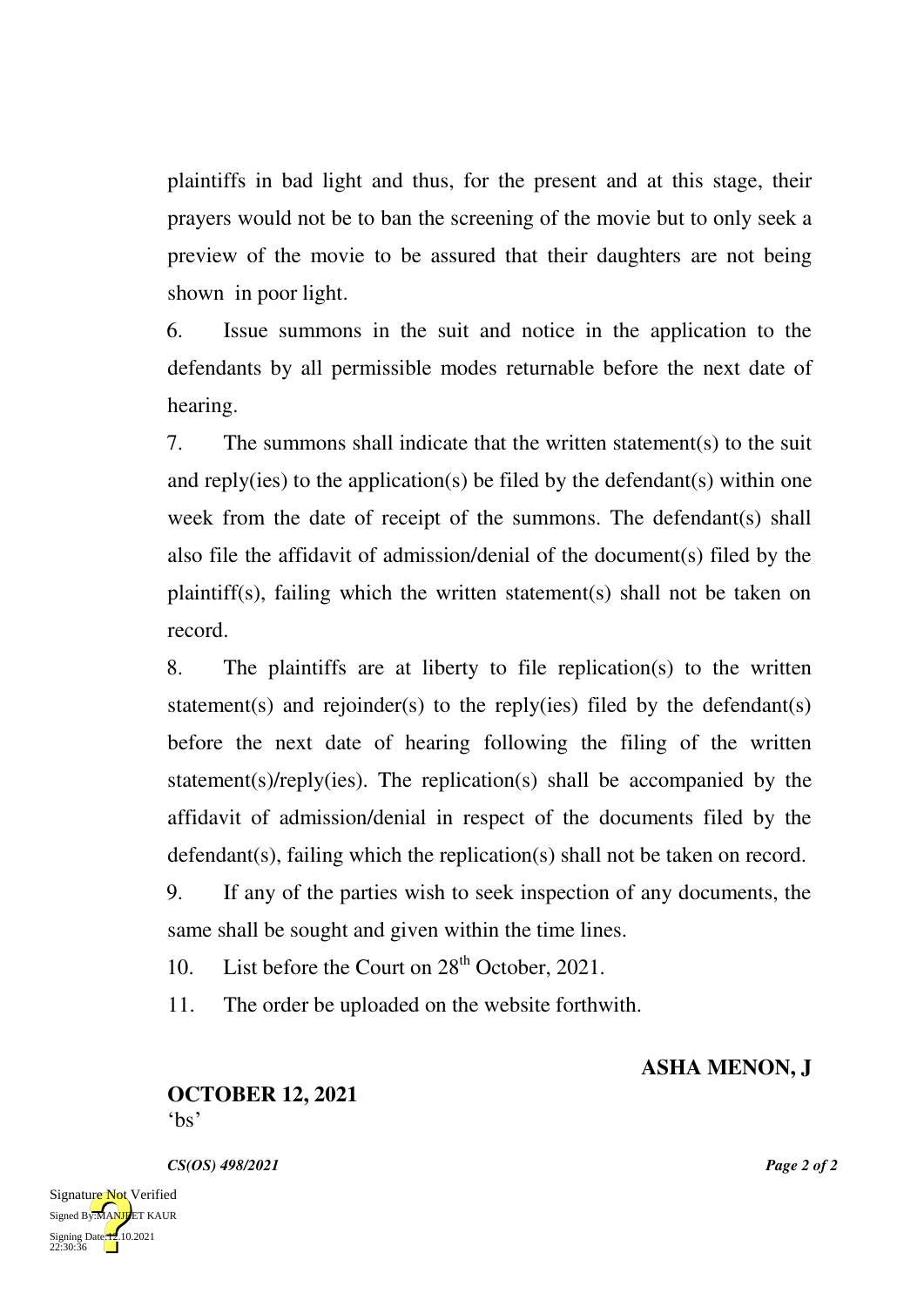plaintiffs in bad light and thus, for the present and at this stage, their prayers would not be to ban the screening of the movie but to only seek a preview of the movie to be assured that their daughters are not being shown in poor light.

6. Issue summons in the suit and notice in the application to the defendants by all permissible modes returnable before the next date of hearing.

7. The summons shall indicate that the written statement(s) to the suit and reply(ies) to the application(s) be filed by the defendant(s) within one week from the date of receipt of the summons. The defendant(s) shall also file the affidavit of admission/denial of the document(s) filed by the plaintiff(s), failing which the written statement(s) shall not be taken on record.

8. The plaintiffs are at liberty to file replication(s) to the written statement(s) and rejoinder(s) to the reply(ies) filed by the defendant(s) before the next date of hearing following the filing of the written statement(s)/reply(ies). The replication(s) shall be accompanied by the affidavit of admission/denial in respect of the documents filed by the defendant(s), failing which the replication(s) shall not be taken on record.

9. If any of the parties wish to seek inspection of any documents, the same shall be sought and given within the time lines.

10. List before the Court on 28th October, 2021.

11. The order be uploaded on the website forthwith.

**ASHA MENON, J**

**OCTOBER 12, 2021**
'bs'

*CS(OS) 498/2021*

Signature Not Verified
Signed By:MANJEET KAUR
Signing Date:12.10.2021
22:30:36